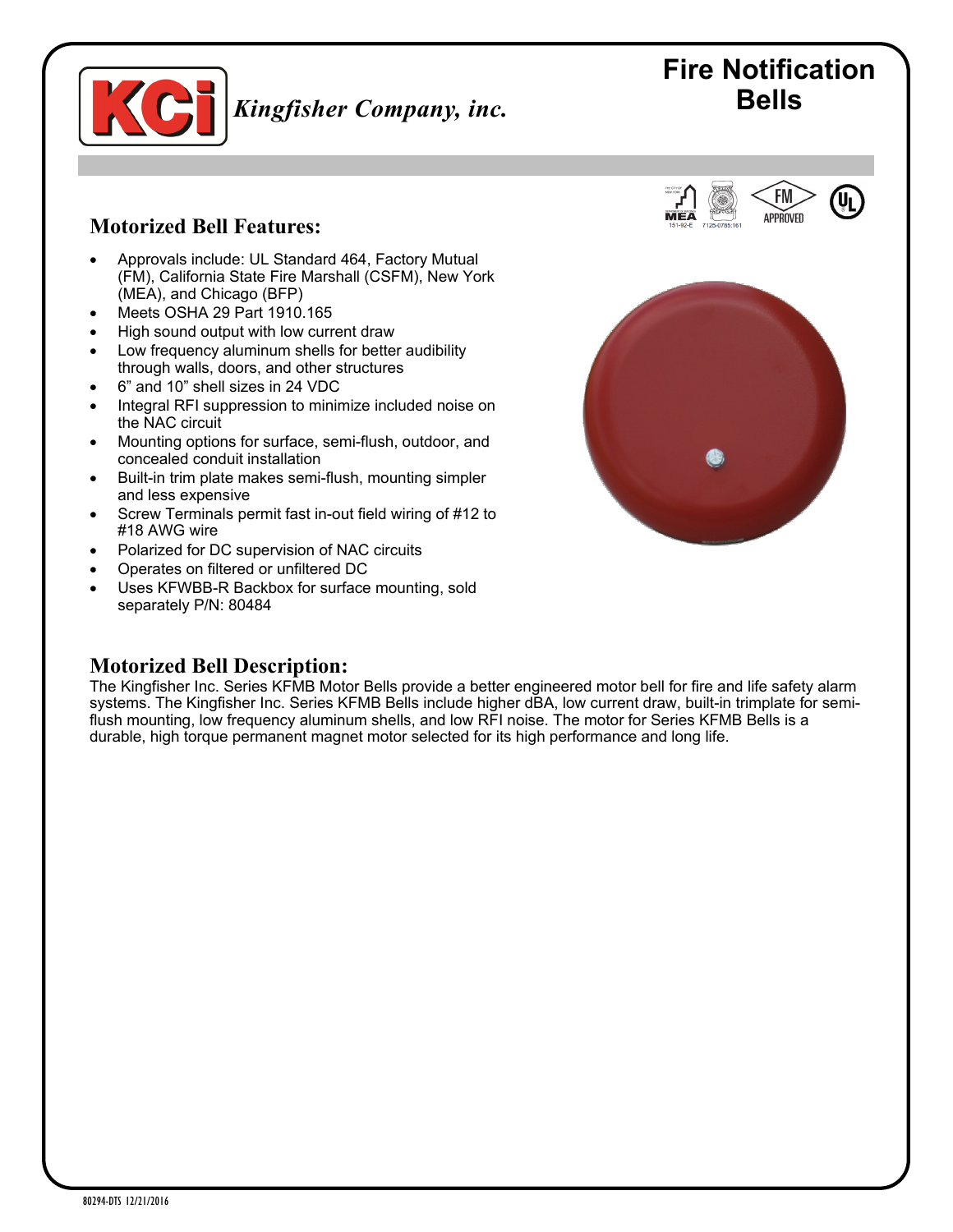Kingfisher Company, inc.

# Fire Notification Bells

## Motorized Bell Features:

- Approvals include: UL Standard 464, Factory Mutual (FM), California State Fire Marshall (CSFM), New York (MEA), and Chicago (BFP)
- Meets OSHA 29 Part 1910.165
- High sound output with low current draw
- Low frequency aluminum shells for better audibility through walls, doors, and other structures
- 6” and 10” shell sizes in 24 VDC
- Integral RFI suppression to minimize included noise on the NAC circuit
- Mounting options for surface, semi-flush, outdoor, and concealed conduit installation
- Built-in trim plate makes semi-flush, mounting simpler and less expensive
- Screw Terminals permit fast in-out field wiring of #12 to #18 AWG wire
- Polarized for DC supervision of NAC circuits
- Operates on filtered or unfiltered DC
- Uses KFWBB-R Backbox for surface mounting, sold separately P/N: 80484

## Motorized Bell Description:

The Kingfisher Inc. Series KFMB Motor Bells provide a better engineered motor bell for fire and life safety alarm systems. The Kingfisher Inc. Series KFMB Bells include higher dBA, low current draw, built-in trimplate for semi-flush mounting, low frequency aluminum shells, and low RFI noise. The motor for Series KFMB Bells is a durable, high torque permanent magnet motor selected for its high performance and long life.

80294-DTS 12/21/2016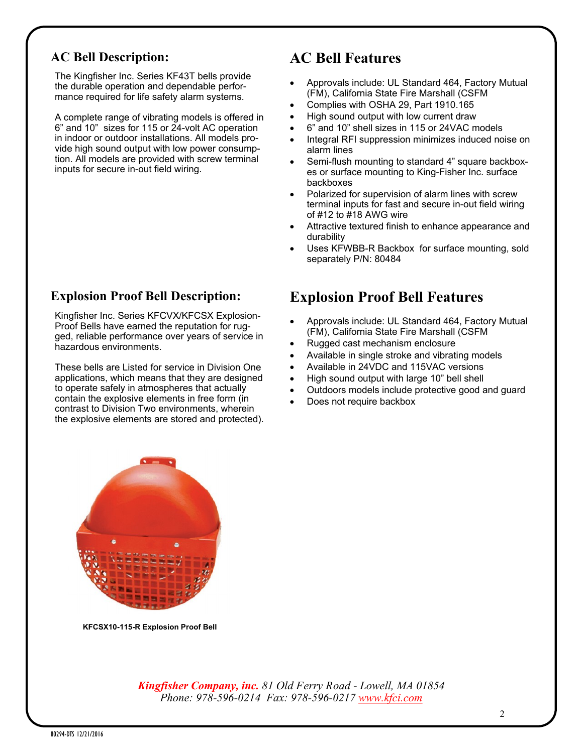## AC Bell Description:

The Kingfisher Inc. Series KF43T bells provide the durable operation and dependable performance required for life safety alarm systems.

A complete range of vibrating models is offered in 6" and 10" sizes for 115 or 24-volt AC operation in indoor or outdoor installations. All models provide high sound output with low power consumption. All models are provided with screw terminal inputs for secure in-out field wiring.

## AC Bell Features

- Approvals include: UL Standard 464, Factory Mutual (FM), California State Fire Marshall (CSFM
- Complies with OSHA 29, Part 1910.165
- High sound output with low current draw
- 6" and 10" shell sizes in 115 or 24VAC models
- Integral RFI suppression minimizes induced noise on alarm lines
- Semi-flush mounting to standard 4" square backboxes or surface mounting to King-Fisher Inc. surface backboxes
- Polarized for supervision of alarm lines with screw terminal inputs for fast and secure in-out field wiring of #12 to #18 AWG wire
- Attractive textured finish to enhance appearance and durability
- Uses KFWBB-R Backbox for surface mounting, sold separately P/N: 80484

## Explosion Proof Bell Description:

Kingfisher Inc. Series KFCVX/KFCSX Explosion-Proof Bells have earned the reputation for rugged, reliable performance over years of service in hazardous environments.

These bells are Listed for service in Division One applications, which means that they are designed to operate safely in atmospheres that actually contain the explosive elements in free form (in contrast to Division Two environments, wherein the explosive elements are stored and protected).

## Explosion Proof Bell Features

- Approvals include: UL Standard 464, Factory Mutual (FM), California State Fire Marshall (CSFM
- Rugged cast mechanism enclosure
- Available in single stroke and vibrating models
- Available in 24VDC and 115VAC versions
- High sound output with large 10" bell shell
- Outdoors models include protective good and guard
- Does not require backbox

**KFCSX10-115-R Explosion Proof Bell**

*Kingfisher Company, inc. 81 Old Ferry Road - Lowell, MA 01854*
*Phone: 978-596-0214 Fax: 978-596-0217 www.kfci.com*

80294-DTS 12/21/2016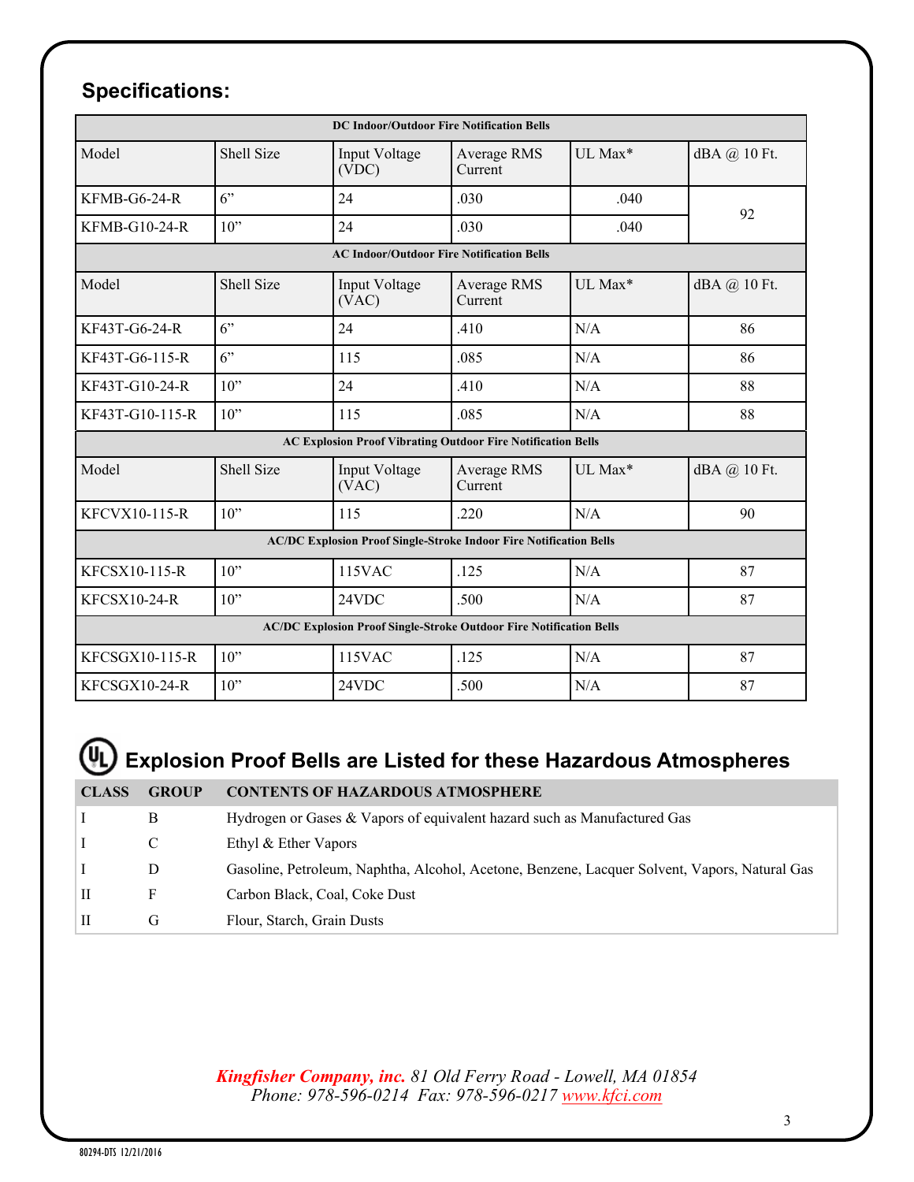## Specifications:

| DC Indoor/Outdoor Fire Notification Bells | | | | | |
|---|---|---|---|---|---|
| Model | Shell Size | Input Voltage (VDC) | Average RMS Current | UL Max* | dBA @ 10 Ft. |
| KFMB-G6-24-R | 6” | 24 | .030 | .040 | 92 |
| KFMB-G10-24-R | 10” | 24 | .030 | .040 | |
| **AC Indoor/Outdoor Fire Notification Bells** | | | | | |
| Model | Shell Size | Input Voltage (VAC) | Average RMS Current | UL Max* | dBA @ 10 Ft. |
| KF43T-G6-24-R | 6” | 24 | .410 | N/A | 86 |
| KF43T-G6-115-R | 6” | 115 | .085 | N/A | 86 |
| KF43T-G10-24-R | 10” | 24 | .410 | N/A | 88 |
| KF43T-G10-115-R | 10” | 115 | .085 | N/A | 88 |
| **AC Explosion Proof Vibrating Outdoor Fire Notification Bells** | | | | | |
| Model | Shell Size | Input Voltage (VAC) | Average RMS Current | UL Max* | dBA @ 10 Ft. |
| KFCVX10-115-R | 10” | 115 | .220 | N/A | 90 |
| **AC/DC Explosion Proof Single-Stroke Indoor Fire Notification Bells** | | | | | |
| KFCSX10-115-R | 10” | 115VAC | .125 | N/A | 87 |
| KFCSX10-24-R | 10” | 24VDC | .500 | N/A | 87 |
| **AC/DC Explosion Proof Single-Stroke Outdoor Fire Notification Bells** | | | | | |
| KFCSGX10-115-R | 10” | 115VAC | .125 | N/A | 87 |
| KFCSGX10-24-R | 10” | 24VDC | .500 | N/A | 87 |

## Explosion Proof Bells are Listed for these Hazardous Atmospheres

| CLASS | GROUP | CONTENTS OF HAZARDOUS ATMOSPHERE |
|---|---|---|
| I | B | Hydrogen or Gases & Vapors of equivalent hazard such as Manufactured Gas |
| I | C | Ethyl & Ether Vapors |
| I | D | Gasoline, Petroleum, Naphtha, Alcohol, Acetone, Benzene, Lacquer Solvent, Vapors, Natural Gas |
| II | F | Carbon Black, Coal, Coke Dust |
| II | G | Flour, Starch, Grain Dusts |

*Kingfisher Company, inc. 81 Old Ferry Road - Lowell, MA 01854*
*Phone: 978-596-0214 Fax: 978-596-0217 www.kfci.com*

80294-DTS 12/21/2016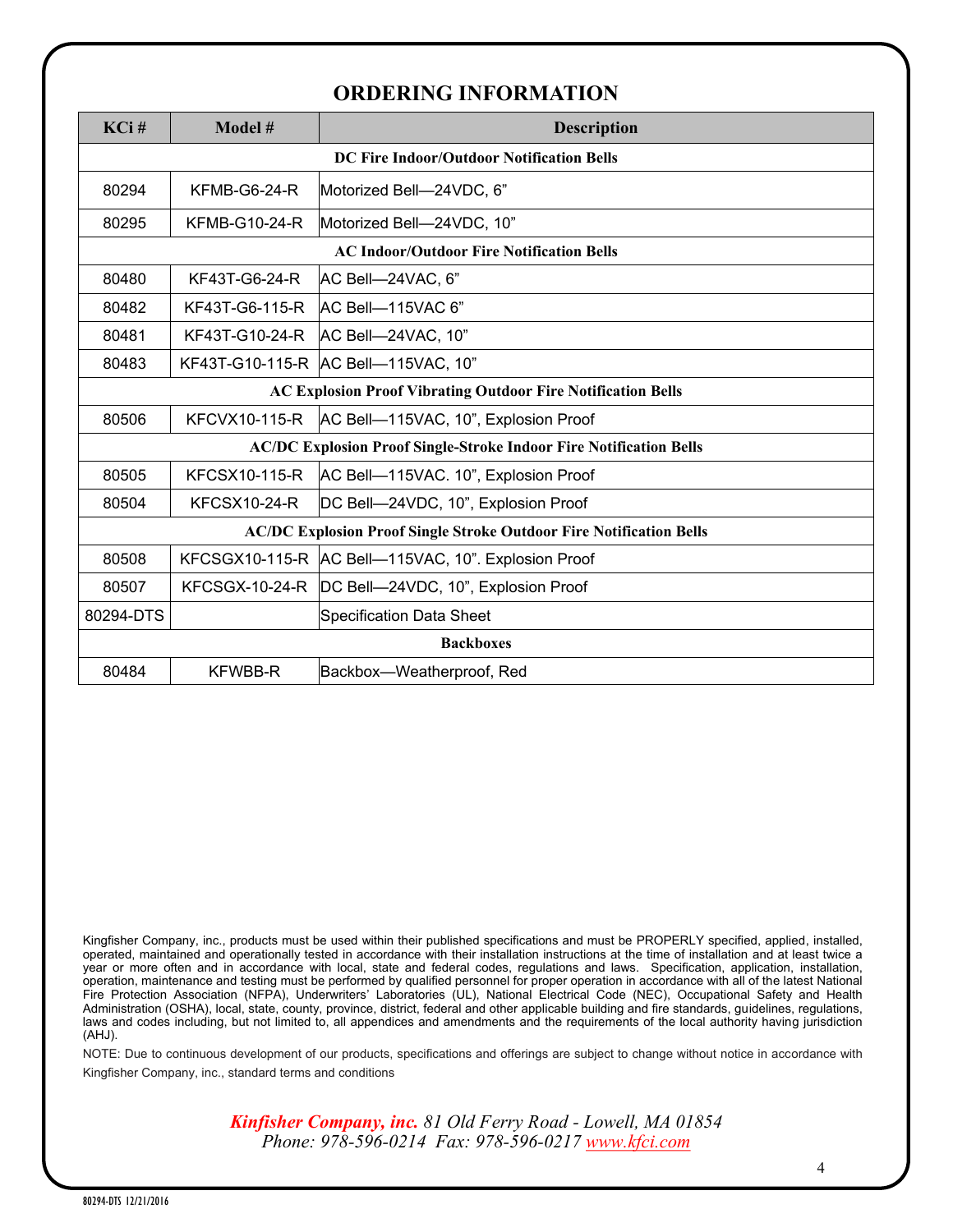## ORDERING INFORMATION

| KCi # | Model # | Description |
|---|---|---|
| **DC Fire Indoor/Outdoor Notification Bells** | | |
| 80294 | KFMB-G6-24-R | Motorized Bell—24VDC, 6” |
| 80295 | KFMB-G10-24-R | Motorized Bell—24VDC, 10” |
| **AC Indoor/Outdoor Fire Notification Bells** | | |
| 80480 | KF43T-G6-24-R | AC Bell—24VAC, 6” |
| 80482 | KF43T-G6-115-R | AC Bell—115VAC 6” |
| 80481 | KF43T-G10-24-R | AC Bell—24VAC, 10” |
| 80483 | KF43T-G10-115-R | AC Bell—115VAC, 10” |
| **AC Explosion Proof Vibrating Outdoor Fire Notification Bells** | | |
| 80506 | KFCVX10-115-R | AC Bell—115VAC, 10”, Explosion Proof |
| **AC/DC Explosion Proof Single-Stroke Indoor Fire Notification Bells** | | |
| 80505 | KFCSX10-115-R | AC Bell—115VAC. 10”, Explosion Proof |
| 80504 | KFCSX10-24-R | DC Bell—24VDC, 10”, Explosion Proof |
| **AC/DC Explosion Proof Single Stroke Outdoor Fire Notification Bells** | | |
| 80508 | KFCSGX10-115-R | AC Bell—115VAC, 10”. Explosion Proof |
| 80507 | KFCSGX-10-24-R | DC Bell—24VDC, 10”, Explosion Proof |
| 80294-DTS | | Specification Data Sheet |
| **Backboxes** | | |
| 80484 | KFWBB-R | Backbox—Weatherproof, Red |

Kingfisher Company, inc., products must be used within their published specifications and must be PROPERLY specified, applied, installed, operated, maintained and operationally tested in accordance with their installation instructions at the time of installation and at least twice a year or more often and in accordance with local, state and federal codes, regulations and laws. Specification, application, installation, operation, maintenance and testing must be performed by qualified personnel for proper operation in accordance with all of the latest National Fire Protection Association (NFPA), Underwriters' Laboratories (UL), National Electrical Code (NEC), Occupational Safety and Health Administration (OSHA), local, state, county, province, district, federal and other applicable building and fire standards, guidelines, regulations, laws and codes including, but not limited to, all appendices and amendments and the requirements of the local authority having jurisdiction (AHJ).

NOTE: Due to continuous development of our products, specifications and offerings are subject to change without notice in accordance with Kingfisher Company, inc., standard terms and conditions

*Kinfisher Company, inc. 81 Old Ferry Road - Lowell, MA 01854*
*Phone: 978-596-0214 Fax: 978-596-0217 www.kfci.com*

80294-DTS 12/21/2016